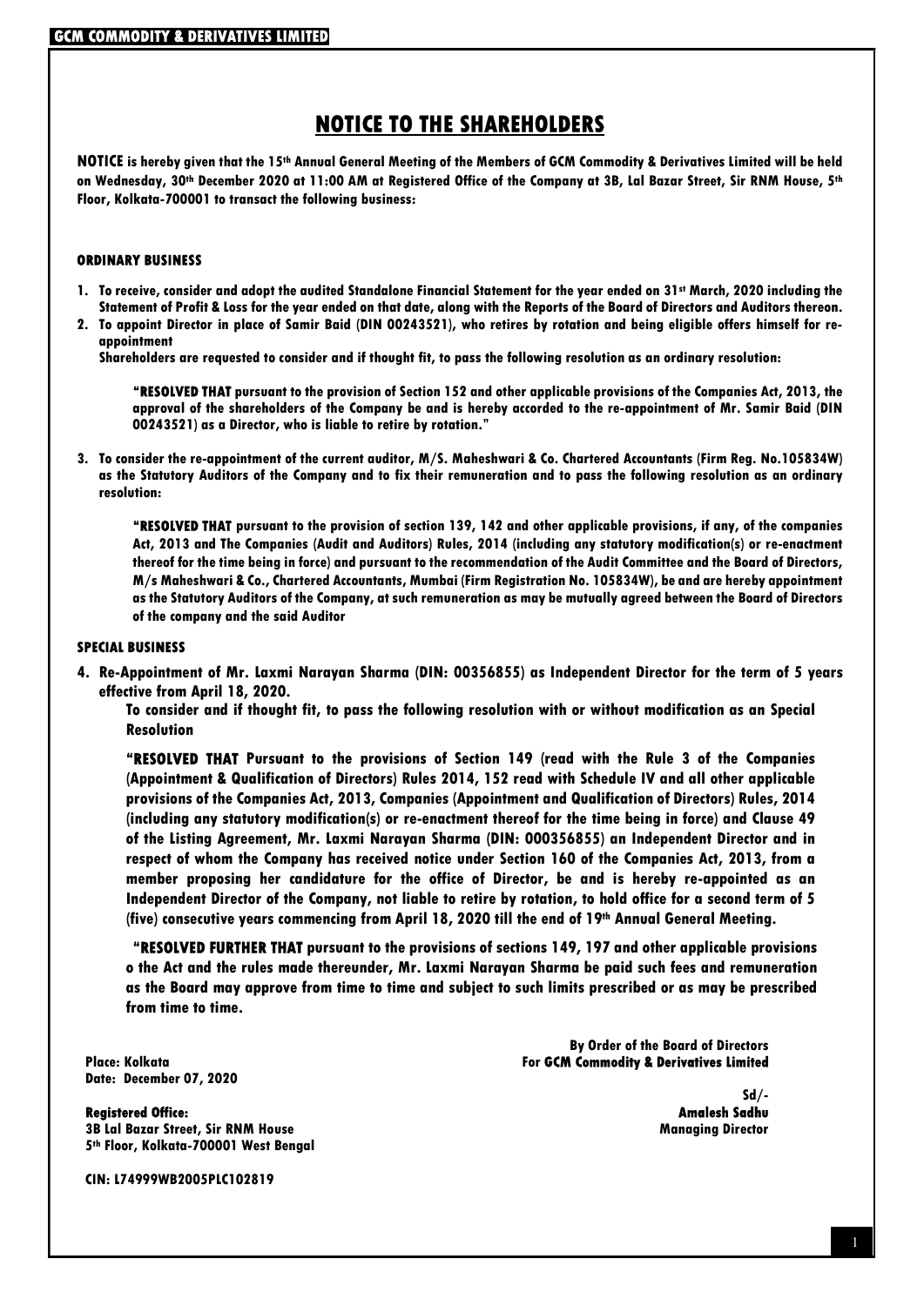# NOTICE TO THE SHAREHOLDERS

**NOTICE is hereby given that the 15th Annual General Meeting of the Members of GCM Commodity & Derivatives Limited will be held on Wednesday, 30th December 2020 at 11:00 AM at Registered Office of the Company at 3B, Lal Bazar Street, Sir RNM House, 5th Floor, Kolkata-700001 to transact the following business:**

### ORDINARY BUSINESS

1. **To receive, consider and adopt the audited Standalone Financial Statement for the year ended on 31st March, 2020 including the Statement of Profit & Loss for the year ended on that date, along with the Reports of the Board of Directors and Auditors thereon.**
2. **To appoint Director in place of Samir Baid (DIN 00243521), who retires by rotation and being eligible offers himself for re-appointment**

   **Shareholders are requested to consider and if thought fit, to pass the following resolution as an ordinary resolution:**

   **"RESOLVED THAT pursuant to the provision of Section 152 and other applicable provisions of the Companies Act, 2013, the approval of the shareholders of the Company be and is hereby accorded to the re-appointment of Mr. Samir Baid (DIN 00243521) as a Director, who is liable to retire by rotation."**

3. **To consider the re-appointment of the current auditor, M/S. Maheshwari & Co. Chartered Accountants (Firm Reg. No.105834W) as the Statutory Auditors of the Company and to fix their remuneration and to pass the following resolution as an ordinary resolution:**

   **"RESOLVED THAT pursuant to the provision of section 139, 142 and other applicable provisions, if any, of the companies Act, 2013 and The Companies (Audit and Auditors) Rules, 2014 (including any statutory modification(s) or re-enactment thereof for the time being in force) and pursuant to the recommendation of the Audit Committee and the Board of Directors, M/s Maheshwari & Co., Chartered Accountants, Mumbai (Firm Registration No. 105834W), be and are hereby appointment as the Statutory Auditors of the Company, at such remuneration as may be mutually agreed between the Board of Directors of the company and the said Auditor**

### SPECIAL BUSINESS

4. **Re-Appointment of Mr. Laxmi Narayan Sharma (DIN: 00356855) as Independent Director for the term of 5 years effective from April 18, 2020.**

   **To consider and if thought fit, to pass the following resolution with or without modification as an Special Resolution**

   **"RESOLVED THAT Pursuant to the provisions of Section 149 (read with the Rule 3 of the Companies (Appointment & Qualification of Directors) Rules 2014, 152 read with Schedule IV and all other applicable provisions of the Companies Act, 2013, Companies (Appointment and Qualification of Directors) Rules, 2014 (including any statutory modification(s) or re-enactment thereof for the time being in force) and Clause 49 of the Listing Agreement, Mr. Laxmi Narayan Sharma (DIN: 000356855) an Independent Director and in respect of whom the Company has received notice under Section 160 of the Companies Act, 2013, from a member proposing her candidature for the office of Director, be and is hereby re-appointed as an Independent Director of the Company, not liable to retire by rotation, to hold office for a second term of 5 (five) consecutive years commencing from April 18, 2020 till the end of 19th Annual General Meeting.**

   **"RESOLVED FURTHER THAT pursuant to the provisions of sections 149, 197 and other applicable provisions o the Act and the rules made thereunder, Mr. Laxmi Narayan Sharma be paid such fees and remuneration as the Board may approve from time to time and subject to such limits prescribed or as may be prescribed from time to time.**

**By Order of the Board of Directors**
**For GCM Commodity & Derivatives Limited**

**Place: Kolkata**
**Date: December 07, 2020**

**Sd/-**
**Amalesh Sadhu**
**Managing Director**

**Registered Office:**
**3B Lal Bazar Street, Sir RNM House**
**5th Floor, Kolkata-700001 West Bengal**

**CIN: L74999WB2005PLC102819**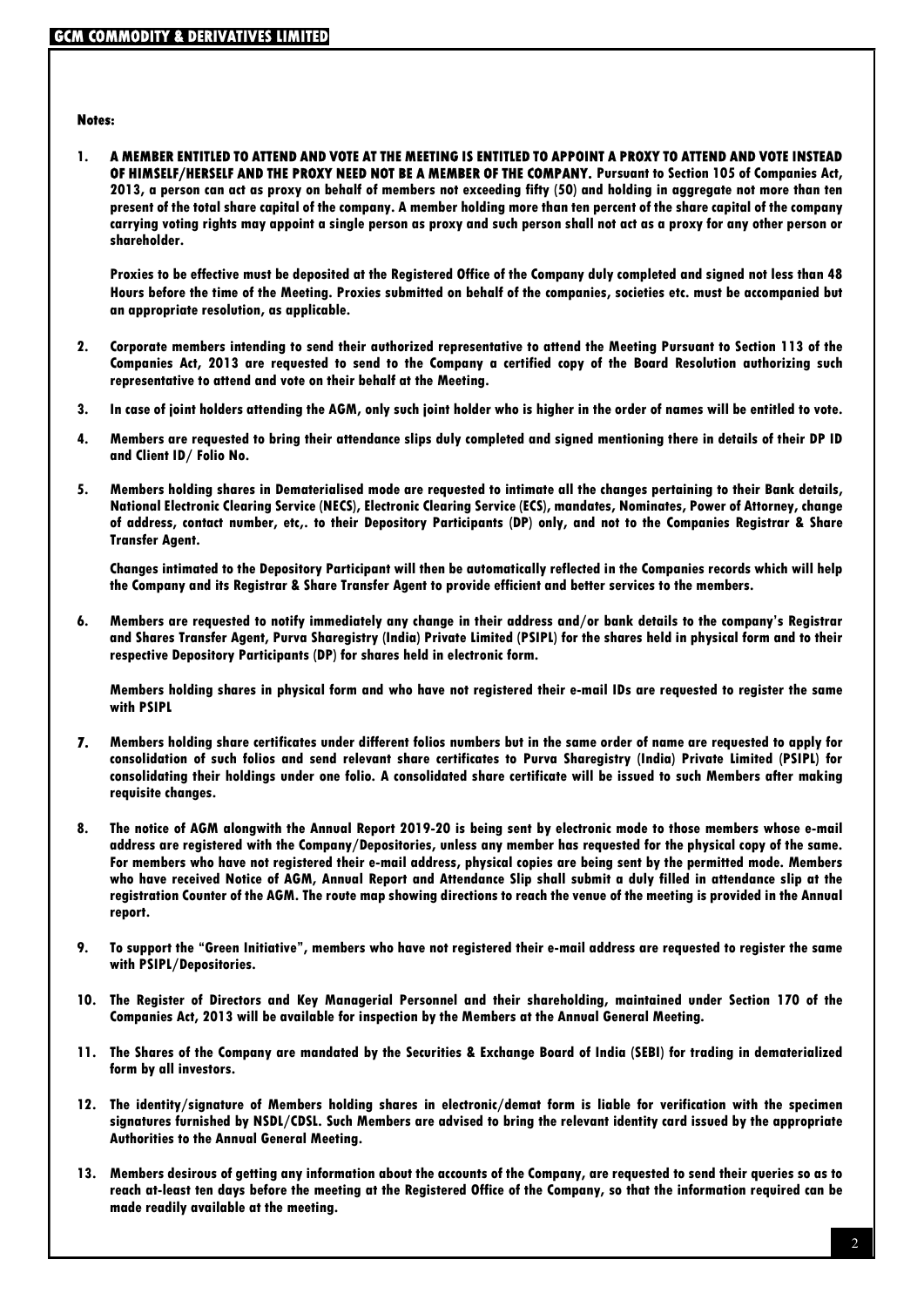**Notes:**

1. **A MEMBER ENTITLED TO ATTEND AND VOTE AT THE MEETING IS ENTITLED TO APPOINT A PROXY TO ATTEND AND VOTE INSTEAD OF HIMSELF/HERSELF AND THE PROXY NEED NOT BE A MEMBER OF THE COMPANY.** **Pursuant to Section 105 of Companies Act, 2013, a person can act as proxy on behalf of members not exceeding fifty (50) and holding in aggregate not more than ten present of the total share capital of the company. A member holding more than ten percent of the share capital of the company carrying voting rights may appoint a single person as proxy and such person shall not act as a proxy for any other person or shareholder.**

   **Proxies to be effective must be deposited at the Registered Office of the Company duly completed and signed not less than 48 Hours before the time of the Meeting. Proxies submitted on behalf of the companies, societies etc. must be accompanied but an appropriate resolution, as applicable.**

2. **Corporate members intending to send their authorized representative to attend the Meeting Pursuant to Section 113 of the Companies Act, 2013 are requested to send to the Company a certified copy of the Board Resolution authorizing such representative to attend and vote on their behalf at the Meeting.**

3. **In case of joint holders attending the AGM, only such joint holder who is higher in the order of names will be entitled to vote.**

4. **Members are requested to bring their attendance slips duly completed and signed mentioning there in details of their DP ID and Client ID/ Folio No.**

5. **Members holding shares in Dematerialised mode are requested to intimate all the changes pertaining to their Bank details, National Electronic Clearing Service (NECS), Electronic Clearing Service (ECS), mandates, Nominates, Power of Attorney, change of address, contact number, etc,. to their Depository Participants (DP) only, and not to the Companies Registrar & Share Transfer Agent.**

   **Changes intimated to the Depository Participant will then be automatically reflected in the Companies records which will help the Company and its Registrar & Share Transfer Agent to provide efficient and better services to the members.**

6. **Members are requested to notify immediately any change in their address and/or bank details to the company's Registrar and Shares Transfer Agent, Purva Sharegistry (India) Private Limited (PSIPL) for the shares held in physical form and to their respective Depository Participants (DP) for shares held in electronic form.**

   **Members holding shares in physical form and who have not registered their e-mail IDs are requested to register the same with PSIPL**

7. **Members holding share certificates under different folios numbers but in the same order of name are requested to apply for consolidation of such folios and send relevant share certificates to Purva Sharegistry (India) Private Limited (PSIPL) for consolidating their holdings under one folio. A consolidated share certificate will be issued to such Members after making requisite changes.**

8. **The notice of AGM alongwith the Annual Report 2019-20 is being sent by electronic mode to those members whose e-mail address are registered with the Company/Depositories, unless any member has requested for the physical copy of the same. For members who have not registered their e-mail address, physical copies are being sent by the permitted mode. Members who have received Notice of AGM, Annual Report and Attendance Slip shall submit a duly filled in attendance slip at the registration Counter of the AGM. The route map showing directions to reach the venue of the meeting is provided in the Annual report.**

9. **To support the "Green Initiative", members who have not registered their e-mail address are requested to register the same with PSIPL/Depositories.**

10. **The Register of Directors and Key Managerial Personnel and their shareholding, maintained under Section 170 of the Companies Act, 2013 will be available for inspection by the Members at the Annual General Meeting.**

11. **The Shares of the Company are mandated by the Securities & Exchange Board of India (SEBI) for trading in dematerialized form by all investors.**

12. **The identity/signature of Members holding shares in electronic/demat form is liable for verification with the specimen signatures furnished by NSDL/CDSL. Such Members are advised to bring the relevant identity card issued by the appropriate Authorities to the Annual General Meeting.**

13. **Members desirous of getting any information about the accounts of the Company, are requested to send their queries so as to reach at-least ten days before the meeting at the Registered Office of the Company, so that the information required can be made readily available at the meeting.**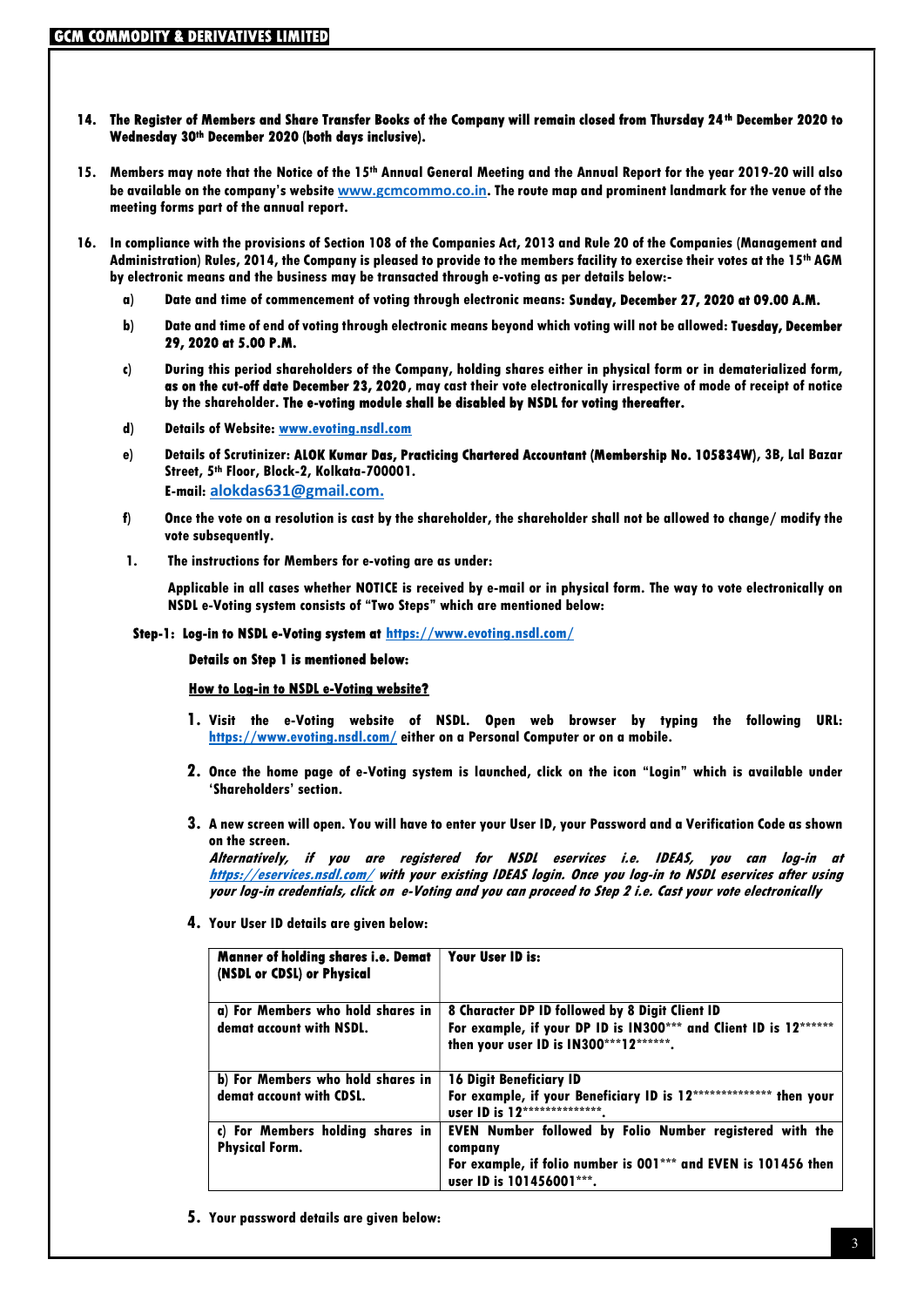14. **The Register of Members and Share Transfer Books of the Company will remain closed from Thursday 24th December 2020 to Wednesday 30th December 2020 (both days inclusive).**

15. **Members may note that the Notice of the 15th Annual General Meeting and the Annual Report for the year 2019-20 will also be available on the company's website www.gcmcommo.co.in. The route map and prominent landmark for the venue of the meeting forms part of the annual report.**

16. **In compliance with the provisions of Section 108 of the Companies Act, 2013 and Rule 20 of the Companies (Management and Administration) Rules, 2014, the Company is pleased to provide to the members facility to exercise their votes at the 15th AGM by electronic means and the business may be transacted through e-voting as per details below:-**

    a) **Date and time of commencement of voting through electronic means: Sunday, December 27, 2020 at 09.00 A.M.**

    b) **Date and time of end of voting through electronic means beyond which voting will not be allowed: Tuesday, December 29, 2020 at 5.00 P.M.**

    c) **During this period shareholders of the Company, holding shares either in physical form or in dematerialized form, as on the cut-off date December 23, 2020, may cast their vote electronically irrespective of mode of receipt of notice by the shareholder. The e-voting module shall be disabled by NSDL for voting thereafter.**

    d) **Details of Website: www.evoting.nsdl.com**

    e) **Details of Scrutinizer: ALOK Kumar Das, Practicing Chartered Accountant (Membership No. 105834W), 3B, Lal Bazar Street, 5th Floor, Block-2, Kolkata-700001.**
    **E-mail: alokdas631@gmail.com.**

    f) **Once the vote on a resolution is cast by the shareholder, the shareholder shall not be allowed to change/ modify the vote subsequently.**

1. **The instructions for Members for e-voting are as under:**

   **Applicable in all cases whether NOTICE is received by e-mail or in physical form. The way to vote electronically on NSDL e-Voting system consists of "Two Steps" which are mentioned below:**

**Step-1: Log-in to NSDL e-Voting system at https://www.evoting.nsdl.com/**

**Details on Step 1 is mentioned below:**

**<u>How to Log-in to NSDL e-Voting website?</u>**

1. **Visit the e-Voting website of NSDL. Open web browser by typing the following URL: https://www.evoting.nsdl.com/ either on a Personal Computer or on a mobile.**

2. **Once the home page of e-Voting system is launched, click on the icon "Login" which is available under 'Shareholders' section.**

3. **A new screen will open. You will have to enter your User ID, your Password and a Verification Code as shown on the screen.**
   ***Alternatively, if you are registered for NSDL eservices i.e. IDEAS, you can log-in at https://eservices.nsdl.com/ with your existing IDEAS login. Once you log-in to NSDL eservices after using your log-in credentials, click on e-Voting and you can proceed to Step 2 i.e. Cast your vote electronically***

4. **Your User ID details are given below:**

| Manner of holding shares i.e. Demat (NSDL or CDSL) or Physical | Your User ID is: |
|---|---|
| a) For Members who hold shares in demat account with NSDL. | 8 Character DP ID followed by 8 Digit Client ID<br>For example, if your DP ID is IN300*** and Client ID is 12****** then your user ID is IN300***12******. |
| b) For Members who hold shares in demat account with CDSL. | 16 Digit Beneficiary ID<br>For example, if your Beneficiary ID is 12************** then your user ID is 12**************. |
| c) For Members holding shares in Physical Form. | EVEN Number followed by Folio Number registered with the company<br>For example, if folio number is 001*** and EVEN is 101456 then user ID is 101456001***. |

5. **Your password details are given below:**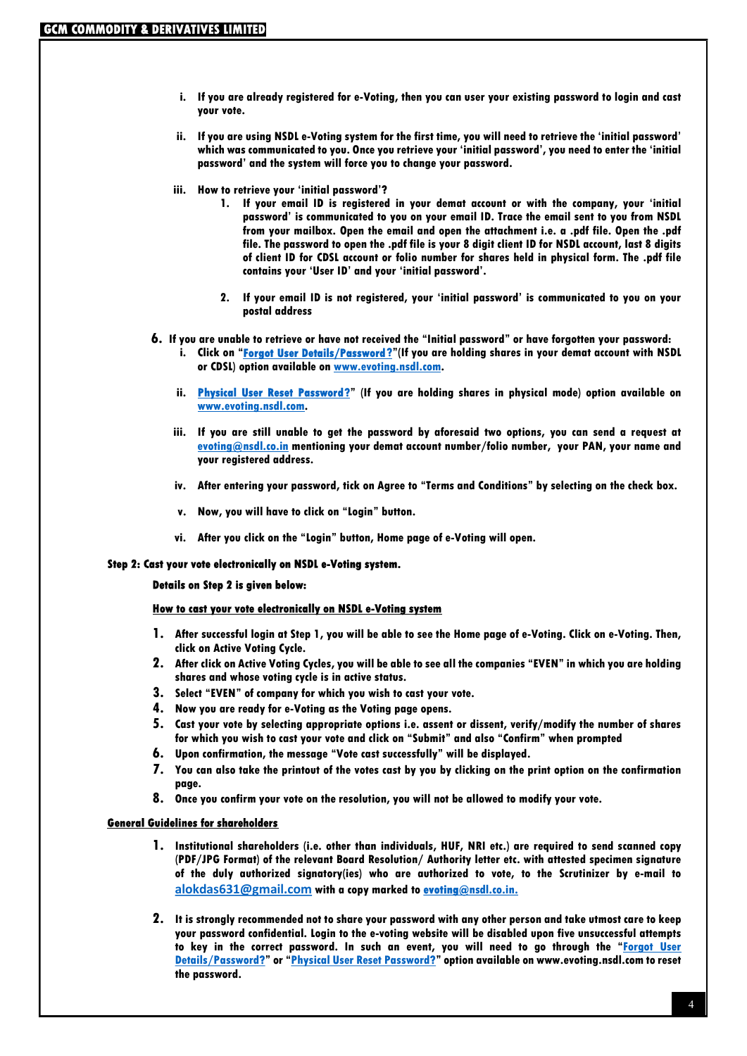i. **If you are already registered for e-Voting, then you can user your existing password to login and cast your vote.**

ii. **If you are using NSDL e-Voting system for the first time, you will need to retrieve the 'initial password' which was communicated to you. Once you retrieve your 'initial password', you need to enter the 'initial password' and the system will force you to change your password.**

iii. **How to retrieve your 'initial password'?**

   1. **If your email ID is registered in your demat account or with the company, your 'initial password' is communicated to you on your email ID. Trace the email sent to you from NSDL from your mailbox. Open the email and open the attachment i.e. a .pdf file. Open the .pdf file. The password to open the .pdf file is your 8 digit client ID for NSDL account, last 8 digits of client ID for CDSL account or folio number for shares held in physical form. The .pdf file contains your 'User ID' and your 'initial password'.**

   2. **If your email ID is not registered, your 'initial password' is communicated to you on your postal address**

6. **If you are unable to retrieve or have not received the "Initial password" or have forgotten your password:**

   i. **Click on "Forgot User Details/Password?"(If you are holding shares in your demat account with NSDL or CDSL) option available on www.evoting.nsdl.com.**

   ii. **"Physical User Reset Password?" (If you are holding shares in physical mode) option available on www.evoting.nsdl.com.**

   iii. **If you are still unable to get the password by aforesaid two options, you can send a request at evoting@nsdl.co.in mentioning your demat account number/folio number, your PAN, your name and your registered address.**

   iv. **After entering your password, tick on Agree to "Terms and Conditions" by selecting on the check box.**

   v. **Now, you will have to click on "Login" button.**

   vi. **After you click on the "Login" button, Home page of e-Voting will open.**

**Step 2: Cast your vote electronically on NSDL e-Voting system.**

**Details on Step 2 is given below:**

**<u>How to cast your vote electronically on NSDL e-Voting system</u>**

1. **After successful login at Step 1, you will be able to see the Home page of e-Voting. Click on e-Voting. Then, click on Active Voting Cycle.**
2. **After click on Active Voting Cycles, you will be able to see all the companies "EVEN" in which you are holding shares and whose voting cycle is in active status.**
3. **Select "EVEN" of company for which you wish to cast your vote.**
4. **Now you are ready for e-Voting as the Voting page opens.**
5. **Cast your vote by selecting appropriate options i.e. assent or dissent, verify/modify the number of shares for which you wish to cast your vote and click on "Submit" and also "Confirm" when prompted**
6. **Upon confirmation, the message "Vote cast successfully" will be displayed.**
7. **You can also take the printout of the votes cast by you by clicking on the print option on the confirmation page.**
8. **Once you confirm your vote on the resolution, you will not be allowed to modify your vote.**

**<u>General Guidelines for shareholders</u>**

1. **Institutional shareholders (i.e. other than individuals, HUF, NRI etc.) are required to send scanned copy (PDF/JPG Format) of the relevant Board Resolution/ Authority letter etc. with attested specimen signature of the duly authorized signatory(ies) who are authorized to vote, to the Scrutinizer by e-mail to alokdas631@gmail.com with a copy marked to evoting@nsdl.co.in.**

2. **It is strongly recommended not to share your password with any other person and take utmost care to keep your password confidential. Login to the e-voting website will be disabled upon five unsuccessful attempts to key in the correct password. In such an event, you will need to go through the "Forgot User Details/Password?" or "Physical User Reset Password?" option available on www.evoting.nsdl.com to reset the password.**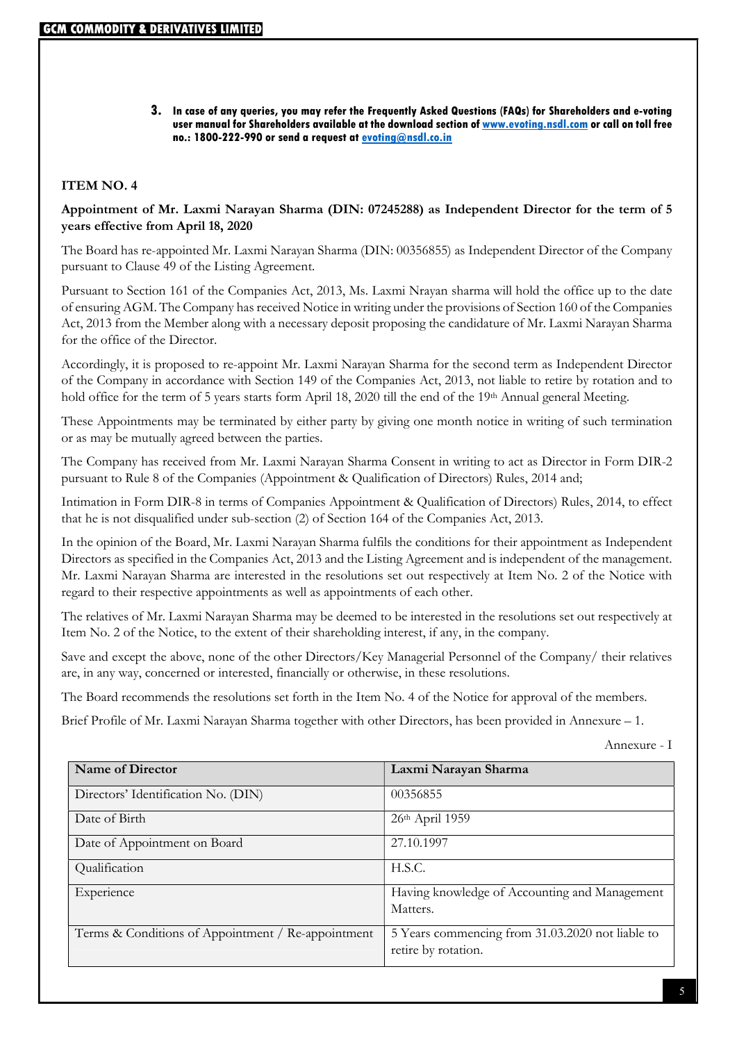3. **In case of any queries, you may refer the Frequently Asked Questions (FAQs) for Shareholders and e-voting user manual for Shareholders available at the download section of [www.evoting.nsdl.com](http://www.evoting.nsdl.com) or call on toll free no.: 1800-222-990 or send a request at [evoting@nsdl.co.in](mailto:evoting@nsdl.co.in)**

### ITEM NO. 4

**Appointment of Mr. Laxmi Narayan Sharma (DIN: 07245288) as Independent Director for the term of 5 years effective from April 18, 2020**

The Board has re-appointed Mr. Laxmi Narayan Sharma (DIN: 00356855) as Independent Director of the Company pursuant to Clause 49 of the Listing Agreement.

Pursuant to Section 161 of the Companies Act, 2013, Ms. Laxmi Nrayan sharma will hold the office up to the date of ensuring AGM. The Company has received Notice in writing under the provisions of Section 160 of the Companies Act, 2013 from the Member along with a necessary deposit proposing the candidature of Mr. Laxmi Narayan Sharma for the office of the Director.

Accordingly, it is proposed to re-appoint Mr. Laxmi Narayan Sharma for the second term as Independent Director of the Company in accordance with Section 149 of the Companies Act, 2013, not liable to retire by rotation and to hold office for the term of 5 years starts form April 18, 2020 till the end of the 19th Annual general Meeting.

These Appointments may be terminated by either party by giving one month notice in writing of such termination or as may be mutually agreed between the parties.

The Company has received from Mr. Laxmi Narayan Sharma Consent in writing to act as Director in Form DIR-2 pursuant to Rule 8 of the Companies (Appointment & Qualification of Directors) Rules, 2014 and;

Intimation in Form DIR-8 in terms of Companies Appointment & Qualification of Directors) Rules, 2014, to effect that he is not disqualified under sub-section (2) of Section 164 of the Companies Act, 2013.

In the opinion of the Board, Mr. Laxmi Narayan Sharma fulfils the conditions for their appointment as Independent Directors as specified in the Companies Act, 2013 and the Listing Agreement and is independent of the management. Mr. Laxmi Narayan Sharma are interested in the resolutions set out respectively at Item No. 2 of the Notice with regard to their respective appointments as well as appointments of each other.

The relatives of Mr. Laxmi Narayan Sharma may be deemed to be interested in the resolutions set out respectively at Item No. 2 of the Notice, to the extent of their shareholding interest, if any, in the company.

Save and except the above, none of the other Directors/Key Managerial Personnel of the Company/ their relatives are, in any way, concerned or interested, financially or otherwise, in these resolutions.

The Board recommends the resolutions set forth in the Item No. 4 of the Notice for approval of the members.

Brief Profile of Mr. Laxmi Narayan Sharma together with other Directors, has been provided in Annexure – 1.

Annexure - I

| Name of Director | Laxmi Narayan Sharma |
|---|---|
| Directors' Identification No. (DIN) | 00356855 |
| Date of Birth | 26th April 1959 |
| Date of Appointment on Board | 27.10.1997 |
| Qualification | H.S.C. |
| Experience | Having knowledge of Accounting and Management Matters. |
| Terms & Conditions of Appointment / Re-appointment | 5 Years commencing from 31.03.2020 not liable to retire by rotation. |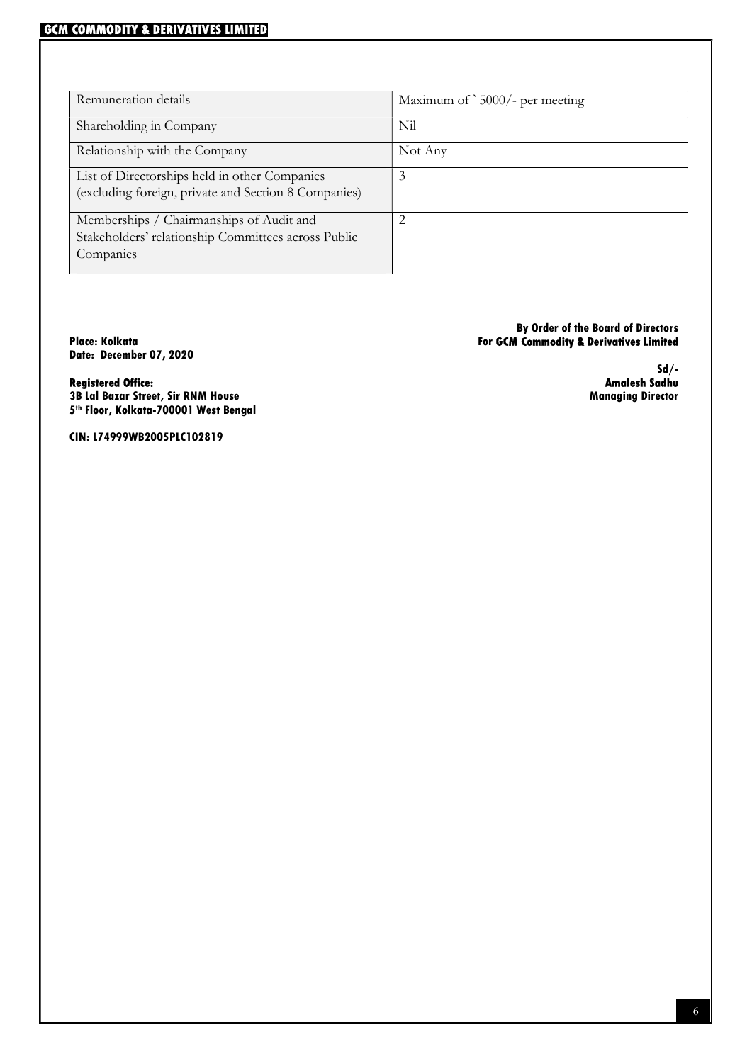| Remuneration details | Maximum of ` 5000/- per meeting |
| --- | --- |
| Shareholding in Company | Nil |
| Relationship with the Company | Not Any |
| List of Directorships held in other Companies (excluding foreign, private and Section 8 Companies) | 3 |
| Memberships / Chairmanships of Audit and Stakeholders' relationship Committees across Public Companies | 2 |

**By Order of the Board of Directors**
**For GCM Commodity & Derivatives Limited**

**Sd/-**
**Amalesh Sadhu**
**Managing Director**

**Place: Kolkata**
**Date: December 07, 2020**

**Registered Office:**
**3B Lal Bazar Street, Sir RNM House**
**5th Floor, Kolkata-700001 West Bengal**

**CIN: L74999WB2005PLC102819**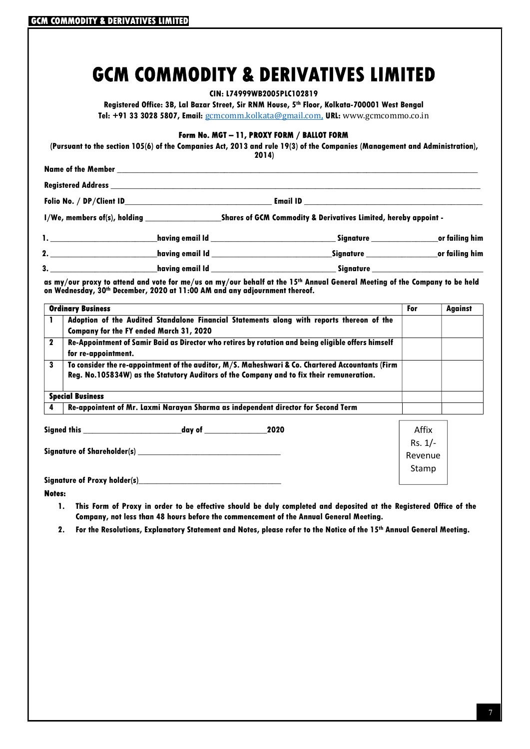# GCM COMMODITY & DERIVATIVES LIMITED

**CIN: L74999WB2005PLC102819**

**Registered Office: 3B, Lal Bazar Street, Sir RNM House, 5th Floor, Kolkata-700001 West Bengal**

**Tel: +91 33 3028 5807, Email:** gcmcomm.kolkata@gmail.com, **URL:** www.gcmcommo.co.in

**Form No. MGT – 11, PROXY FORM / BALLOT FORM**

**(Pursuant to the section 105(6) of the Companies Act, 2013 and rule 19(3) of the Companies (Management and Administration), 2014)**

**Name of the Member** ______________________________________________

**Registered Address** ______________________________________________

**Folio No. / DP/Client ID**______________________ **Email ID** ______________________

**I/We, members of(s), holding** __________**Shares of GCM Commodity & Derivatives Limited, hereby appoint -**

**1.** ______________**having email Id** ______________ **Signature** __________**or failing him**

**2.** ______________**having email Id** ______________**Signature** __________**or failing him**

**3.** ______________**having email Id** ______________ **Signature** __________

**as my/our proxy to attend and vote for me/us on my/our behalf at the 15th Annual General Meeting of the Company to be held on Wednesday, 30th December, 2020 at 11:00 AM and any adjournment thereof.**

| **Ordinary Business** | | **For** | **Against** |
|---|---|---|---|
| 1 | Adoption of the Audited Standalone Financial Statements along with reports thereon of the Company for the FY ended March 31, 2020 | | |
| 2 | Re-Appointment of Samir Baid as Director who retires by rotation and being eligible offers himself for re-appointment. | | |
| 3 | To consider the re-appointment of the auditor, M/S. Maheshwari & Co. Chartered Accountants (Firm Reg. No.105834W) as the Statutory Auditors of the Company and to fix their remuneration. | | |
| **Special Business** | | | |
| 4 | Re-appointent of Mr. Laxmi Narayan Sharma as independent director for Second Term | | |

**Signed this** ______________**day of** __________**2020**

**Signature of Shareholder(s)** ______________________

**Signature of Proxy holder(s)**______________________

Affix Rs. 1/- Revenue Stamp

**Notes:**

1. **This Form of Proxy in order to be effective should be duly completed and deposited at the Registered Office of the Company, not less than 48 hours before the commencement of the Annual General Meeting.**
2. **For the Resolutions, Explanatory Statement and Notes, please refer to the Notice of the 15th Annual General Meeting.**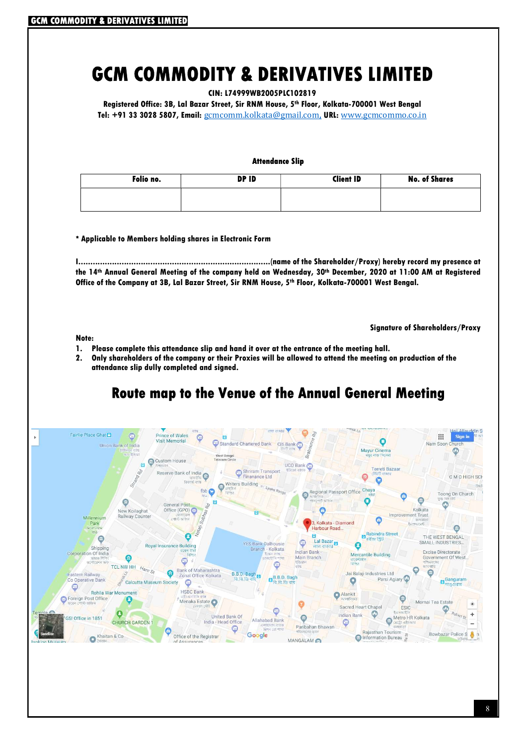# GCM COMMODITY & DERIVATIVES LIMITED

**CIN: L74999WB2005PLC102819**

**Registered Office: 3B, Lal Bazar Street, Sir RNM House, 5th Floor, Kolkata-700001 West Bengal**

**Tel: +91 33 3028 5807, Email: gcmcomm.kolkata@gmail.com, URL: www.gcmcommo.co.in**

**Attendance Slip**

| Folio no. | DP ID | Client ID | No. of Shares |
|---|---|---|---|
| | | | |

**\* Applicable to Members holding shares in Electronic Form**

**I…………………………………………………………………………(name of the Shareholder/Proxy) hereby record my presence at the 14th Annual General Meeting of the company held on Wednesday, 30th December, 2020 at 11:00 AM at Registered Office of the Company at 3B, Lal Bazar Street, Sir RNM House, 5th Floor, Kolkata-700001 West Bengal.**

**Signature of Shareholders/Proxy**

**Note:**

1. **Please complete this attendance slip and hand it over at the entrance of the meeting hall.**
2. **Only shareholders of the company or their Proxies will be allowed to attend the meeting on production of the attendance slip dully completed and signed.**

## Route map to the Venue of the Annual General Meeting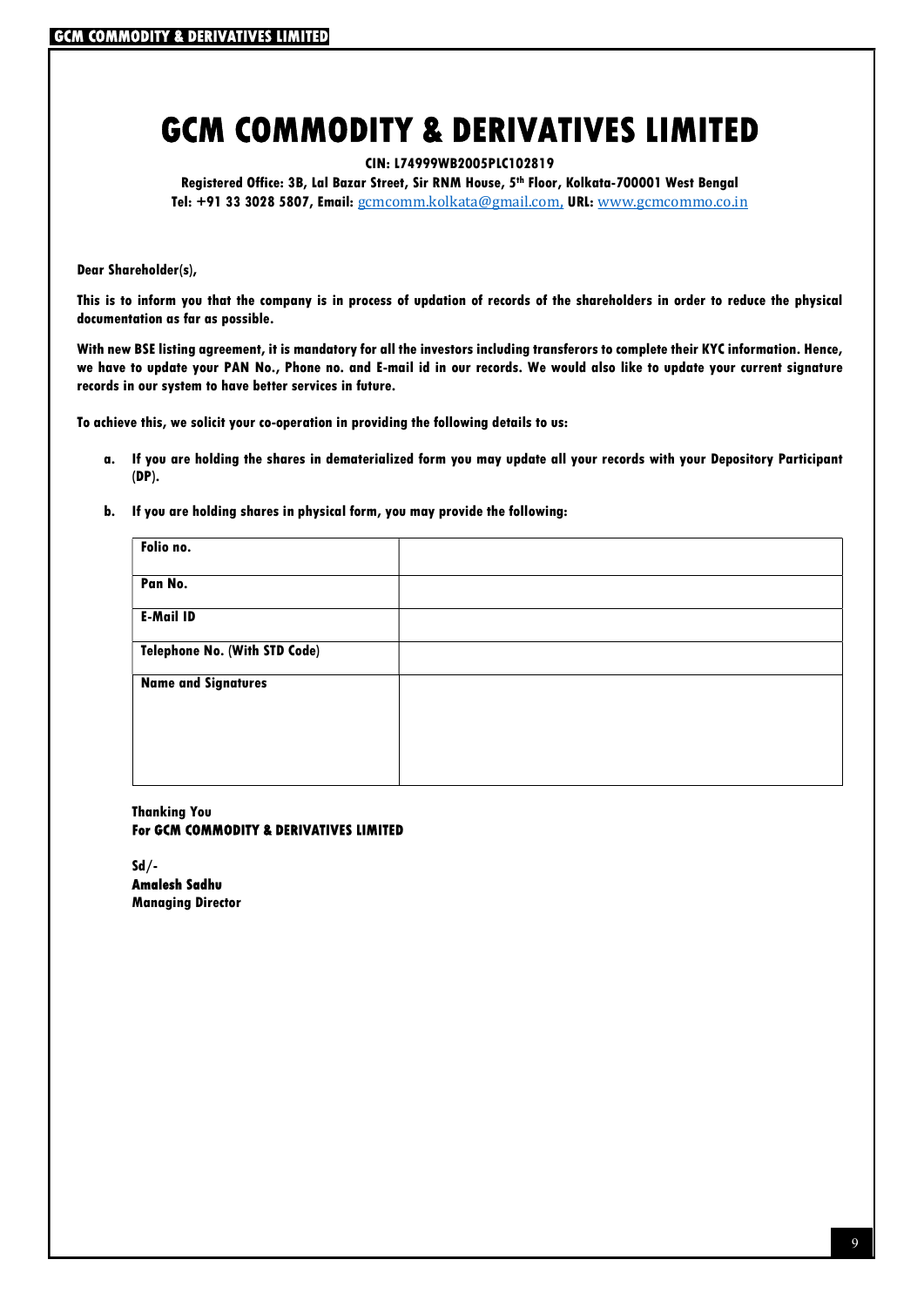# GCM COMMODITY & DERIVATIVES LIMITED

**CIN: L74999WB2005PLC102819**

**Registered Office: 3B, Lal Bazar Street, Sir RNM House, 5th Floor, Kolkata-700001 West Bengal**

**Tel: +91 33 3028 5807, Email:** gcmcomm.kolkata@gmail.com, **URL:** www.gcmcommo.co.in

**Dear Shareholder(s),**

**This is to inform you that the company is in process of updation of records of the shareholders in order to reduce the physical documentation as far as possible.**

**With new BSE listing agreement, it is mandatory for all the investors including transferors to complete their KYC information. Hence, we have to update your PAN No., Phone no. and E-mail id in our records. We would also like to update your current signature records in our system to have better services in future.**

**To achieve this, we solicit your co-operation in providing the following details to us:**

a. **If you are holding the shares in dematerialized form you may update all your records with your Depository Participant (DP).**

b. **If you are holding shares in physical form, you may provide the following:**

| | |
|---|---|
| **Folio no.** | |
| **Pan No.** | |
| **E-Mail ID** | |
| **Telephone No. (With STD Code)** | |
| **Name and Signatures** | |

**Thanking You**
**For GCM COMMODITY & DERIVATIVES LIMITED**

**Sd/-**
**Amalesh Sadhu**
**Managing Director**